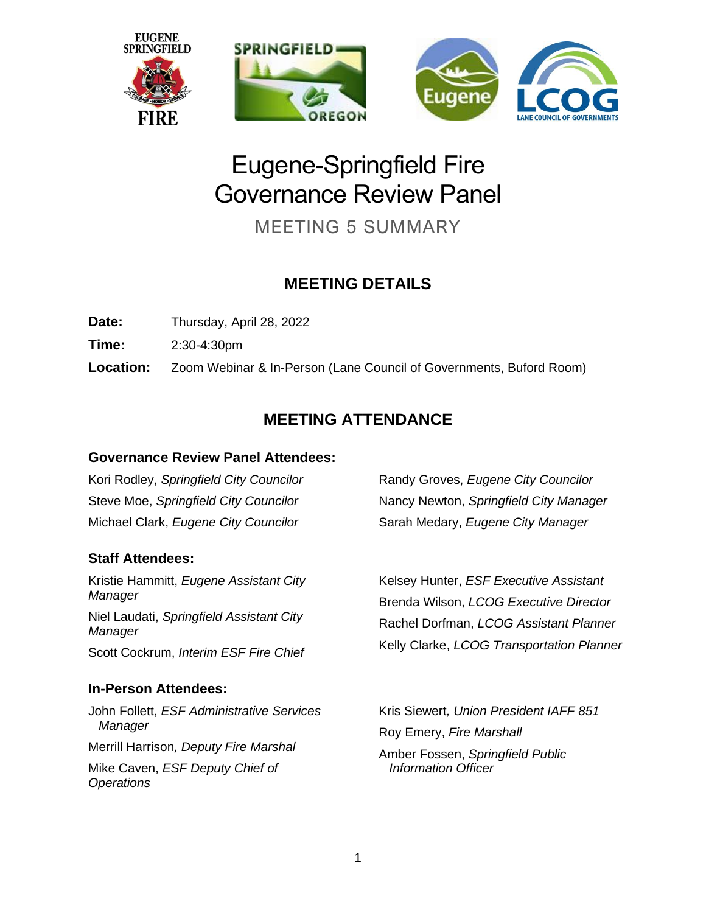# Eugene-Springfield Fire Governance Review Panel

MEETING 5 SUMMARY

## MEETING DETAILS

**Date:** Thursday, April 28, 2022

**Time:** 2:30-4:30pm

**Location:** Zoom Webinar & In-Person (Lane Council of Governments, Buford Room)

## MEETING ATTENDANCE

### Governance Review Panel Attendees:

Kori Rodley, *Springfield City Councilor*

Steve Moe, *Springfield City Councilor*

Michael Clark, *Eugene City Councilor*

Randy Groves, *Eugene City Councilor*

Nancy Newton, *Springfield City Manager*

Sarah Medary, *Eugene City Manager*

### Staff Attendees:

Kristie Hammitt, *Eugene Assistant City Manager*

Niel Laudati, *Springfield Assistant City Manager*

Scott Cockrum, *Interim ESF Fire Chief*

Kelsey Hunter, *ESF Executive Assistant*

Brenda Wilson, *LCOG Executive Director*

Rachel Dorfman, *LCOG Assistant Planner*

Kelly Clarke, *LCOG Transportation Planner*

### In-Person Attendees:

John Follett, *ESF Administrative Services Manager*

Merrill Harrison*, Deputy Fire Marshal*

Mike Caven, *ESF Deputy Chief of Operations*

Kris Siewert*, Union President IAFF 851*

Roy Emery, *Fire Marshall*

Amber Fossen, *Springfield Public Information Officer*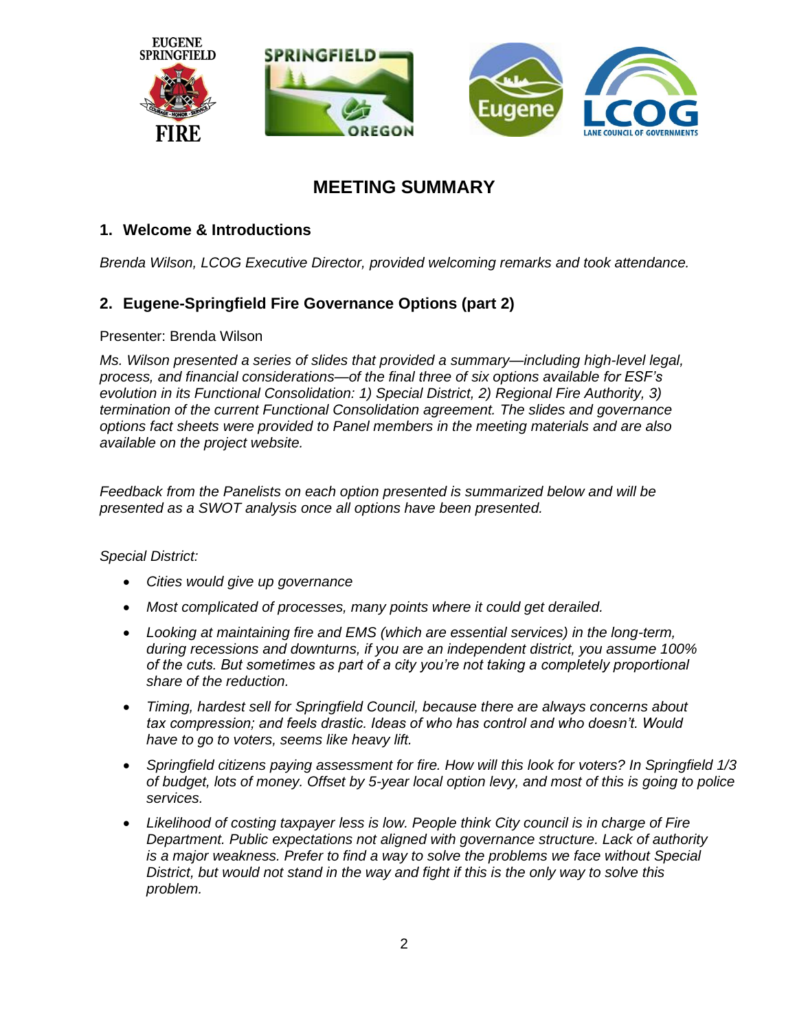# MEETING SUMMARY

## 1. Welcome & Introductions

*Brenda Wilson, LCOG Executive Director, provided welcoming remarks and took attendance.*

## 2. Eugene-Springfield Fire Governance Options (part 2)

Presenter: Brenda Wilson

*Ms. Wilson presented a series of slides that provided a summary—including high-level legal, process, and financial considerations—of the final three of six options available for ESF's evolution in its Functional Consolidation: 1) Special District, 2) Regional Fire Authority, 3) termination of the current Functional Consolidation agreement. The slides and governance options fact sheets were provided to Panel members in the meeting materials and are also available on the project website.*

*Feedback from the Panelists on each option presented is summarized below and will be presented as a SWOT analysis once all options have been presented.*

*Special District:*

- *Cities would give up governance*
- *Most complicated of processes, many points where it could get derailed.*
- *Looking at maintaining fire and EMS (which are essential services) in the long-term, during recessions and downturns, if you are an independent district, you assume 100% of the cuts. But sometimes as part of a city you're not taking a completely proportional share of the reduction.*
- *Timing, hardest sell for Springfield Council, because there are always concerns about tax compression; and feels drastic. Ideas of who has control and who doesn't. Would have to go to voters, seems like heavy lift.*
- *Springfield citizens paying assessment for fire. How will this look for voters? In Springfield 1/3 of budget, lots of money. Offset by 5-year local option levy, and most of this is going to police services.*
- *Likelihood of costing taxpayer less is low. People think City council is in charge of Fire Department. Public expectations not aligned with governance structure. Lack of authority is a major weakness. Prefer to find a way to solve the problems we face without Special District, but would not stand in the way and fight if this is the only way to solve this problem.*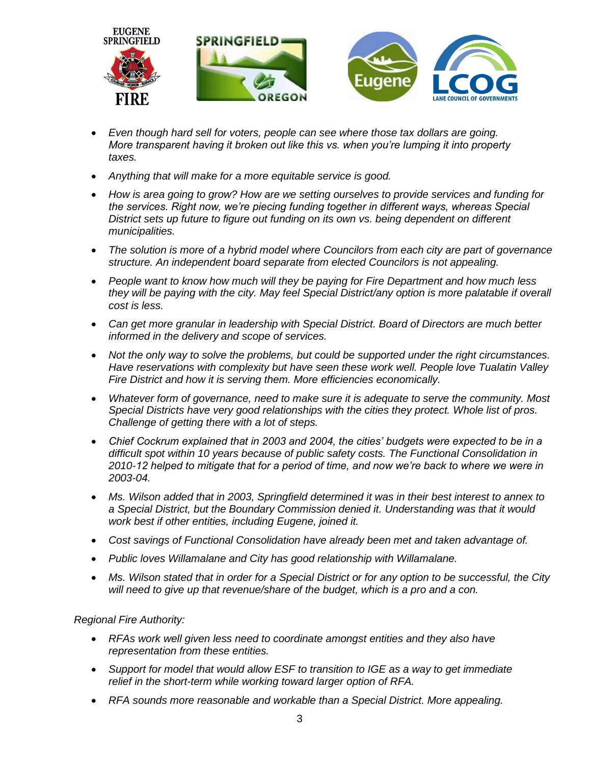- *Even though hard sell for voters, people can see where those tax dollars are going. More transparent having it broken out like this vs. when you're lumping it into property taxes.*
- *Anything that will make for a more equitable service is good.*
- *How is area going to grow? How are we setting ourselves to provide services and funding for the services. Right now, we're piecing funding together in different ways, whereas Special District sets up future to figure out funding on its own vs. being dependent on different municipalities.*
- *The solution is more of a hybrid model where Councilors from each city are part of governance structure. An independent board separate from elected Councilors is not appealing.*
- *People want to know how much will they be paying for Fire Department and how much less they will be paying with the city. May feel Special District/any option is more palatable if overall cost is less.*
- *Can get more granular in leadership with Special District. Board of Directors are much better informed in the delivery and scope of services.*
- *Not the only way to solve the problems, but could be supported under the right circumstances. Have reservations with complexity but have seen these work well. People love Tualatin Valley Fire District and how it is serving them. More efficiencies economically.*
- *Whatever form of governance, need to make sure it is adequate to serve the community. Most Special Districts have very good relationships with the cities they protect. Whole list of pros. Challenge of getting there with a lot of steps.*
- *Chief Cockrum explained that in 2003 and 2004, the cities' budgets were expected to be in a difficult spot within 10 years because of public safety costs. The Functional Consolidation in 2010-12 helped to mitigate that for a period of time, and now we're back to where we were in 2003-04.*
- *Ms. Wilson added that in 2003, Springfield determined it was in their best interest to annex to a Special District, but the Boundary Commission denied it. Understanding was that it would work best if other entities, including Eugene, joined it.*
- *Cost savings of Functional Consolidation have already been met and taken advantage of.*
- *Public loves Willamalane and City has good relationship with Willamalane.*
- *Ms. Wilson stated that in order for a Special District or for any option to be successful, the City will need to give up that revenue/share of the budget, which is a pro and a con.*

*Regional Fire Authority:*

- *RFAs work well given less need to coordinate amongst entities and they also have representation from these entities.*
- *Support for model that would allow ESF to transition to IGE as a way to get immediate relief in the short-term while working toward larger option of RFA.*
- *RFA sounds more reasonable and workable than a Special District. More appealing.*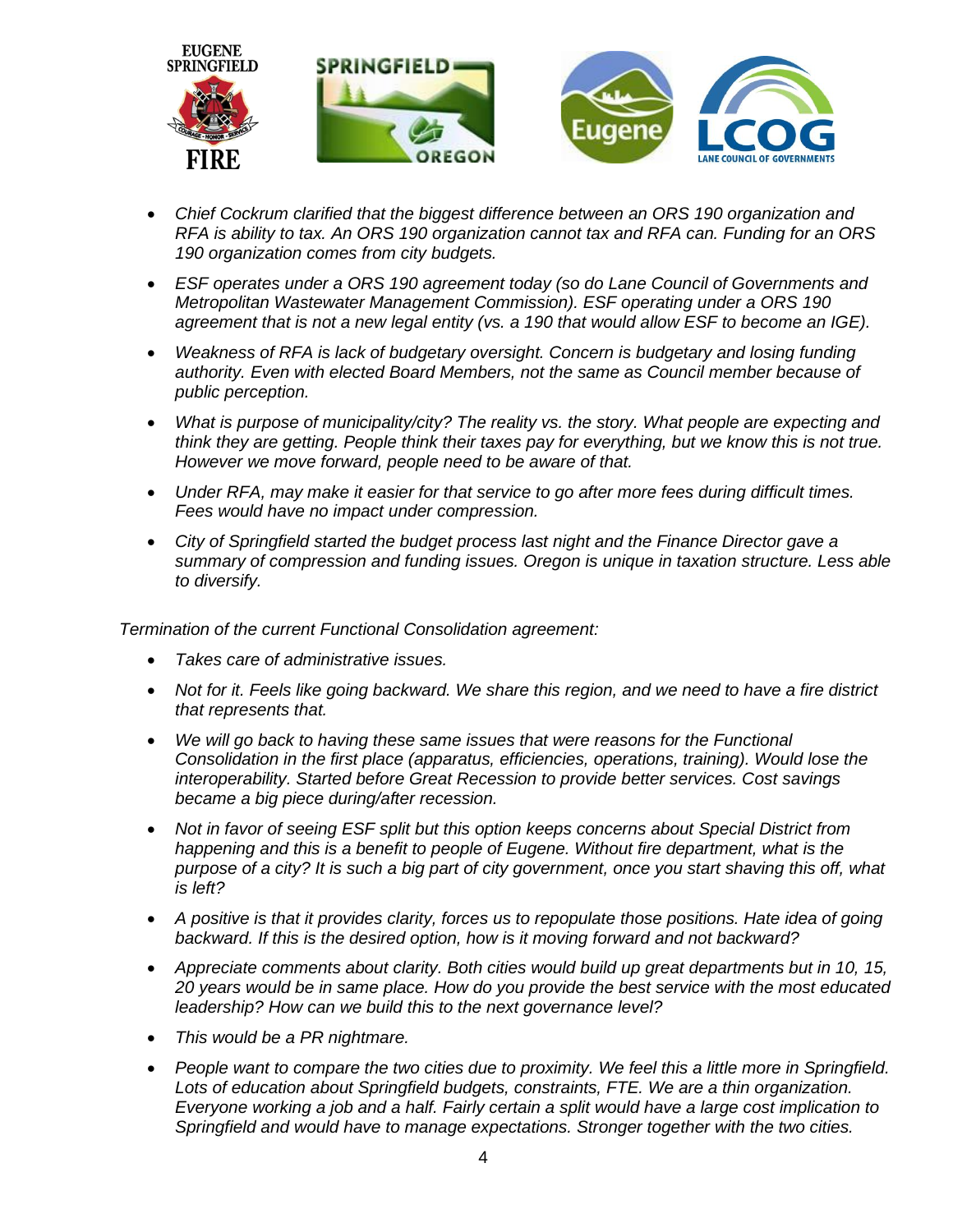- *Chief Cockrum clarified that the biggest difference between an ORS 190 organization and RFA is ability to tax. An ORS 190 organization cannot tax and RFA can. Funding for an ORS 190 organization comes from city budgets.*
- *ESF operates under a ORS 190 agreement today (so do Lane Council of Governments and Metropolitan Wastewater Management Commission). ESF operating under a ORS 190 agreement that is not a new legal entity (vs. a 190 that would allow ESF to become an IGE).*
- *Weakness of RFA is lack of budgetary oversight. Concern is budgetary and losing funding authority. Even with elected Board Members, not the same as Council member because of public perception.*
- *What is purpose of municipality/city? The reality vs. the story. What people are expecting and think they are getting. People think their taxes pay for everything, but we know this is not true. However we move forward, people need to be aware of that.*
- *Under RFA, may make it easier for that service to go after more fees during difficult times. Fees would have no impact under compression.*
- *City of Springfield started the budget process last night and the Finance Director gave a summary of compression and funding issues. Oregon is unique in taxation structure. Less able to diversify.*

*Termination of the current Functional Consolidation agreement:*

- *Takes care of administrative issues.*
- *Not for it. Feels like going backward. We share this region, and we need to have a fire district that represents that.*
- *We will go back to having these same issues that were reasons for the Functional Consolidation in the first place (apparatus, efficiencies, operations, training). Would lose the interoperability. Started before Great Recession to provide better services. Cost savings became a big piece during/after recession.*
- *Not in favor of seeing ESF split but this option keeps concerns about Special District from happening and this is a benefit to people of Eugene. Without fire department, what is the purpose of a city? It is such a big part of city government, once you start shaving this off, what is left?*
- *A positive is that it provides clarity, forces us to repopulate those positions. Hate idea of going backward. If this is the desired option, how is it moving forward and not backward?*
- *Appreciate comments about clarity. Both cities would build up great departments but in 10, 15, 20 years would be in same place. How do you provide the best service with the most educated leadership? How can we build this to the next governance level?*
- *This would be a PR nightmare.*
- *People want to compare the two cities due to proximity. We feel this a little more in Springfield. Lots of education about Springfield budgets, constraints, FTE. We are a thin organization. Everyone working a job and a half. Fairly certain a split would have a large cost implication to Springfield and would have to manage expectations. Stronger together with the two cities.*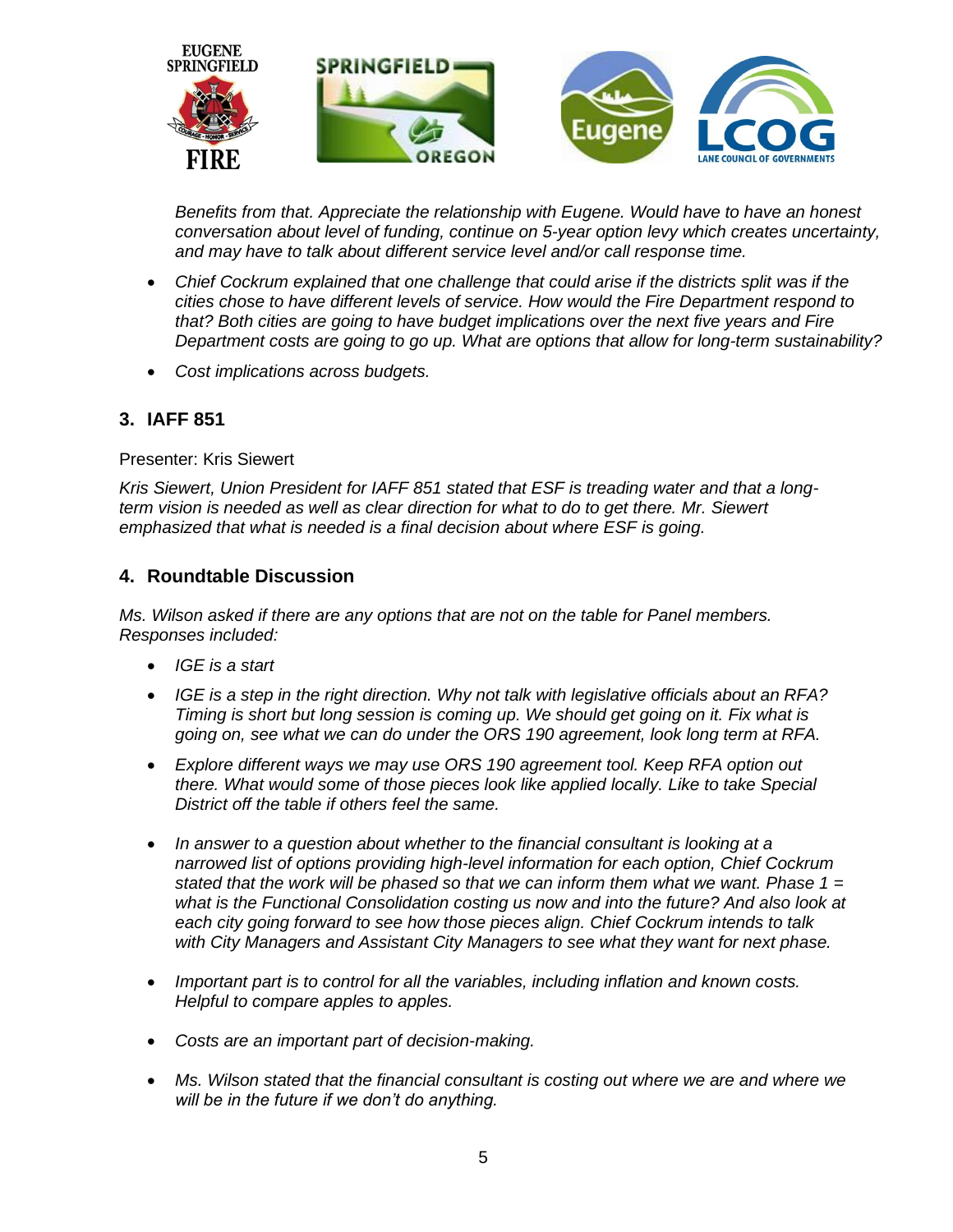*Benefits from that. Appreciate the relationship with Eugene. Would have to have an honest conversation about level of funding, continue on 5-year option levy which creates uncertainty, and may have to talk about different service level and/or call response time.*

- *Chief Cockrum explained that one challenge that could arise if the districts split was if the cities chose to have different levels of service. How would the Fire Department respond to that? Both cities are going to have budget implications over the next five years and Fire Department costs are going to go up. What are options that allow for long-term sustainability?*
- *Cost implications across budgets.*

## 3. IAFF 851

Presenter: Kris Siewert

*Kris Siewert, Union President for IAFF 851 stated that ESF is treading water and that a long-term vision is needed as well as clear direction for what to do to get there. Mr. Siewert emphasized that what is needed is a final decision about where ESF is going.*

## 4. Roundtable Discussion

*Ms. Wilson asked if there are any options that are not on the table for Panel members. Responses included:*

- *IGE is a start*
- *IGE is a step in the right direction. Why not talk with legislative officials about an RFA? Timing is short but long session is coming up. We should get going on it. Fix what is going on, see what we can do under the ORS 190 agreement, look long term at RFA.*
- *Explore different ways we may use ORS 190 agreement tool. Keep RFA option out there. What would some of those pieces look like applied locally. Like to take Special District off the table if others feel the same.*
- *In answer to a question about whether to the financial consultant is looking at a narrowed list of options providing high-level information for each option, Chief Cockrum stated that the work will be phased so that we can inform them what we want. Phase 1 = what is the Functional Consolidation costing us now and into the future? And also look at each city going forward to see how those pieces align. Chief Cockrum intends to talk with City Managers and Assistant City Managers to see what they want for next phase.*
- *Important part is to control for all the variables, including inflation and known costs. Helpful to compare apples to apples.*
- *Costs are an important part of decision-making.*
- *Ms. Wilson stated that the financial consultant is costing out where we are and where we will be in the future if we don't do anything.*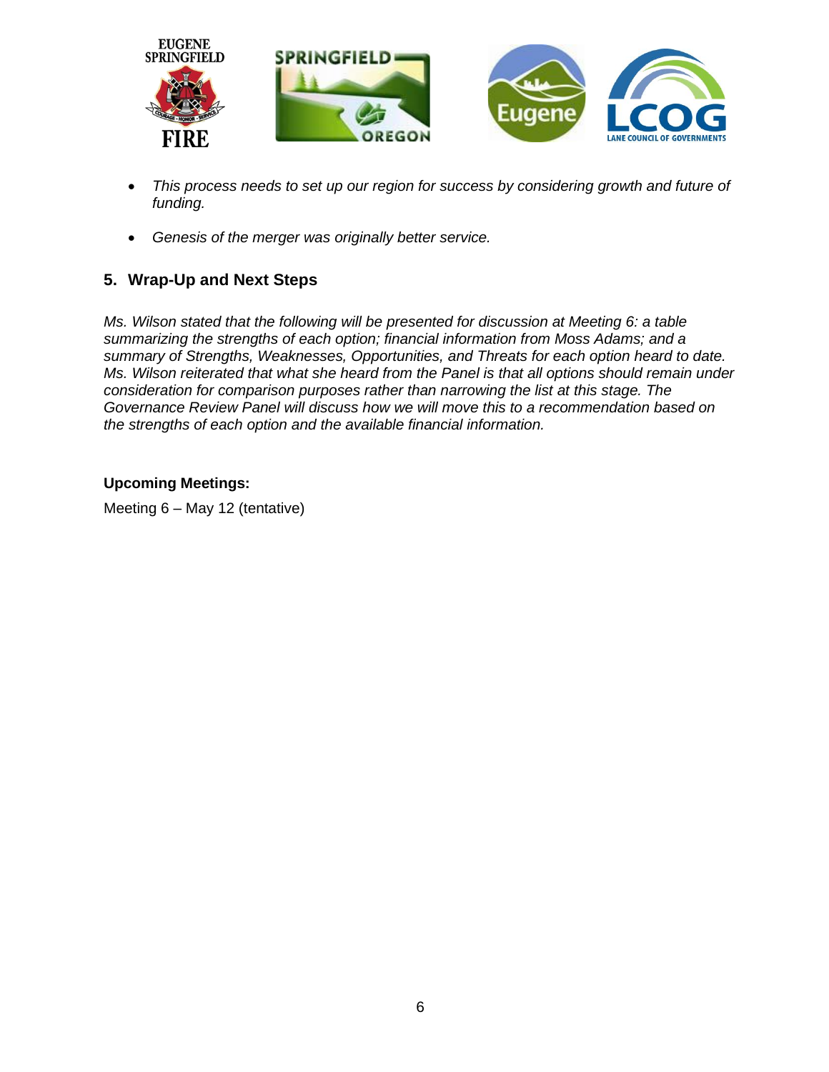- *This process needs to set up our region for success by considering growth and future of funding.*

- *Genesis of the merger was originally better service.*

## 5. Wrap-Up and Next Steps

*Ms. Wilson stated that the following will be presented for discussion at Meeting 6: a table summarizing the strengths of each option; financial information from Moss Adams; and a summary of Strengths, Weaknesses, Opportunities, and Threats for each option heard to date. Ms. Wilson reiterated that what she heard from the Panel is that all options should remain under consideration for comparison purposes rather than narrowing the list at this stage. The Governance Review Panel will discuss how we will move this to a recommendation based on the strengths of each option and the available financial information.*

**Upcoming Meetings:**

Meeting 6 – May 12 (tentative)